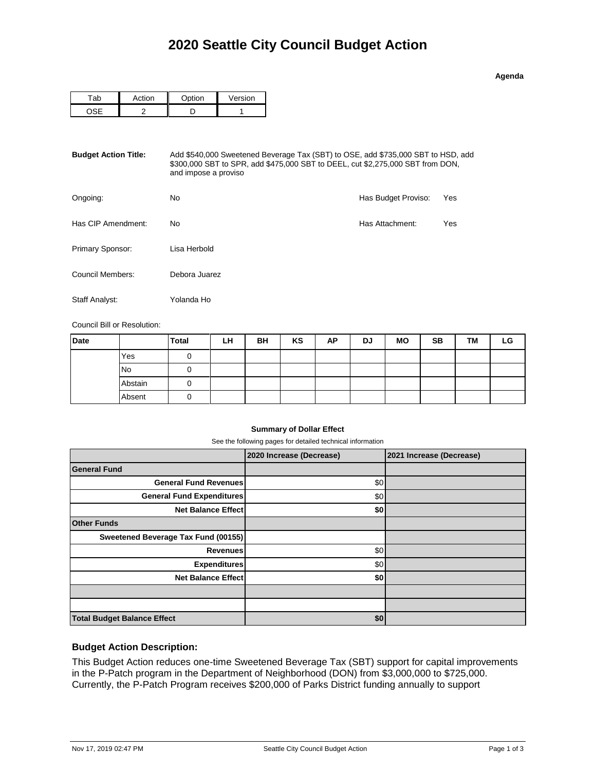# 2020 Seattle City Council Budget Action

**Agenda**

| Tab | Action | Option | Version |
|---|---|---|---|
| OSE | 2 | D | 1 |

**Budget Action Title:** Add $540,000 Sweetened Beverage Tax (SBT) to OSE, add $735,000 SBT to HSD, add $300,000 SBT to SPR, add $475,000 SBT to DEEL, cut $2,275,000 SBT from DON, and impose a proviso

Ongoing: No

Has Budget Proviso: Yes

Has CIP Amendment: No

Has Attachment: Yes

Primary Sponsor: Lisa Herbold

Council Members: Debora Juarez

Staff Analyst: Yolanda Ho

Council Bill or Resolution:

| Date | | Total | LH | BH | KS | AP | DJ | MO | SB | TM | LG |
|---|---|---|---|---|---|---|---|---|---|---|---|
| | Yes | 0 | | | | | | | | | |
| | No | 0 | | | | | | | | | |
| | Abstain | 0 | | | | | | | | | |
| | Absent | 0 | | | | | | | | | |

**Summary of Dollar Effect**

See the following pages for detailed technical information

| | 2020 Increase (Decrease) | 2021 Increase (Decrease) |
|---|---|---|
| **General Fund** | | |
| **General Fund Revenues** | $0 | |
| **General Fund Expenditures** | $0 | |
| **Net Balance Effect** | **$0** | |
| **Other Funds** | | |
| **Sweetened Beverage Tax Fund (00155)** | | |
| **Revenues** | $0 | |
| **Expenditures** | $0 | |
| **Net Balance Effect** | **$0** | |
| | | |
| | | |
| **Total Budget Balance Effect** | **$0** | |

### Budget Action Description:

This Budget Action reduces one-time Sweetened Beverage Tax (SBT) support for capital improvements in the P-Patch program in the Department of Neighborhood (DON) from $3,000,000 to $725,000. Currently, the P-Patch Program receives $200,000 of Parks District funding annually to support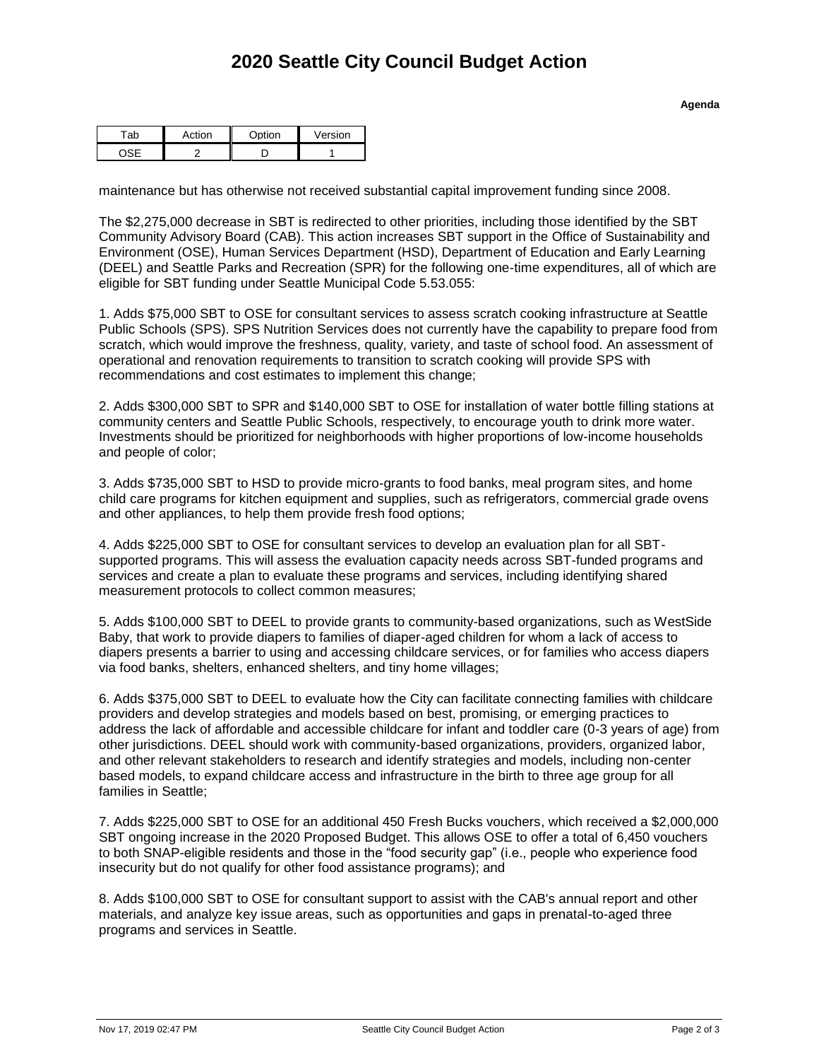# 2020 Seattle City Council Budget Action

**Agenda**

| Tab | Action | Option | Version |
|---|---|---|---|
| OSE | 2 | D | 1 |

maintenance but has otherwise not received substantial capital improvement funding since 2008.

The $2,275,000 decrease in SBT is redirected to other priorities, including those identified by the SBT Community Advisory Board (CAB). This action increases SBT support in the Office of Sustainability and Environment (OSE), Human Services Department (HSD), Department of Education and Early Learning (DEEL) and Seattle Parks and Recreation (SPR) for the following one-time expenditures, all of which are eligible for SBT funding under Seattle Municipal Code 5.53.055:

1. Adds $75,000 SBT to OSE for consultant services to assess scratch cooking infrastructure at Seattle Public Schools (SPS). SPS Nutrition Services does not currently have the capability to prepare food from scratch, which would improve the freshness, quality, variety, and taste of school food. An assessment of operational and renovation requirements to transition to scratch cooking will provide SPS with recommendations and cost estimates to implement this change;

2. Adds $300,000 SBT to SPR and $140,000 SBT to OSE for installation of water bottle filling stations at community centers and Seattle Public Schools, respectively, to encourage youth to drink more water. Investments should be prioritized for neighborhoods with higher proportions of low-income households and people of color;

3. Adds $735,000 SBT to HSD to provide micro-grants to food banks, meal program sites, and home child care programs for kitchen equipment and supplies, such as refrigerators, commercial grade ovens and other appliances, to help them provide fresh food options;

4. Adds $225,000 SBT to OSE for consultant services to develop an evaluation plan for all SBT-supported programs. This will assess the evaluation capacity needs across SBT-funded programs and services and create a plan to evaluate these programs and services, including identifying shared measurement protocols to collect common measures;

5. Adds $100,000 SBT to DEEL to provide grants to community-based organizations, such as WestSide Baby, that work to provide diapers to families of diaper-aged children for whom a lack of access to diapers presents a barrier to using and accessing childcare services, or for families who access diapers via food banks, shelters, enhanced shelters, and tiny home villages;

6. Adds $375,000 SBT to DEEL to evaluate how the City can facilitate connecting families with childcare providers and develop strategies and models based on best, promising, or emerging practices to address the lack of affordable and accessible childcare for infant and toddler care (0-3 years of age) from other jurisdictions. DEEL should work with community-based organizations, providers, organized labor, and other relevant stakeholders to research and identify strategies and models, including non-center based models, to expand childcare access and infrastructure in the birth to three age group for all families in Seattle;

7. Adds $225,000 SBT to OSE for an additional 450 Fresh Bucks vouchers, which received a $2,000,000 SBT ongoing increase in the 2020 Proposed Budget. This allows OSE to offer a total of 6,450 vouchers to both SNAP-eligible residents and those in the "food security gap" (i.e., people who experience food insecurity but do not qualify for other food assistance programs); and

8. Adds $100,000 SBT to OSE for consultant support to assist with the CAB's annual report and other materials, and analyze key issue areas, such as opportunities and gaps in prenatal-to-aged three programs and services in Seattle.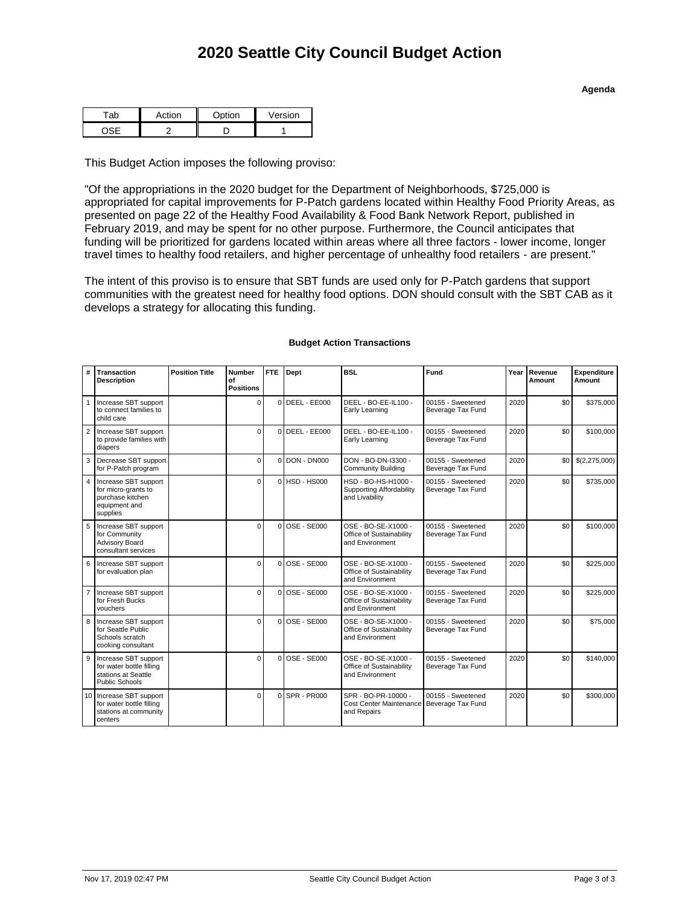# 2020 Seattle City Council Budget Action

**Agenda**

| Tab | Action | Option | Version |
|---|---|---|---|
| OSE | 2 | D | 1 |

This Budget Action imposes the following proviso:

"Of the appropriations in the 2020 budget for the Department of Neighborhoods, $725,000 is appropriated for capital improvements for P-Patch gardens located within Healthy Food Priority Areas, as presented on page 22 of the Healthy Food Availability & Food Bank Network Report, published in February 2019, and may be spent for no other purpose. Furthermore, the Council anticipates that funding will be prioritized for gardens located within areas where all three factors - lower income, longer travel times to healthy food retailers, and higher percentage of unhealthy food retailers - are present."

The intent of this proviso is to ensure that SBT funds are used only for P-Patch gardens that support communities with the greatest need for healthy food options. DON should consult with the SBT CAB as it develops a strategy for allocating this funding.

**Budget Action Transactions**

| # | Transaction Description | Position Title | Number of Positions | FTE | Dept | BSL | Fund | Year | Revenue Amount | Expenditure Amount |
|---|---|---|---|---|---|---|---|---|---|---|
| 1 | Increase SBT support to connect families to child care | | 0 | 0 | DEEL - EE000 | DEEL - BO-EE-IL100 - Early Learning | 00155 - Sweetened Beverage Tax Fund | 2020 | $0 | $375,000 |
| 2 | Increase SBT support to provide families with diapers | | 0 | 0 | DEEL - EE000 | DEEL - BO-EE-IL100 - Early Learning | 00155 - Sweetened Beverage Tax Fund | 2020 | $0 | $100,000 |
| 3 | Decrease SBT support for P-Patch program | | 0 | 0 | DON - DN000 | DON - BO-DN-I3300 - Community Building | 00155 - Sweetened Beverage Tax Fund | 2020 | $0 | $(2,275,000) |
| 4 | Increase SBT support for micro-grants to purchase kitchen equipment and supplies | | 0 | 0 | HSD - HS000 | HSD - BO-HS-H1000 - Supporting Affordability and Livability | 00155 - Sweetened Beverage Tax Fund | 2020 | $0 | $735,000 |
| 5 | Increase SBT support for Community Advisory Board consultant services | | 0 | 0 | OSE - SE000 | OSE - BO-SE-X1000 - Office of Sustainability and Environment | 00155 - Sweetened Beverage Tax Fund | 2020 | $0 | $100,000 |
| 6 | Increase SBT support for evaluation plan | | 0 | 0 | OSE - SE000 | OSE - BO-SE-X1000 - Office of Sustainability and Environment | 00155 - Sweetened Beverage Tax Fund | 2020 | $0 | $225,000 |
| 7 | Increase SBT support for Fresh Bucks vouchers | | 0 | 0 | OSE - SE000 | OSE - BO-SE-X1000 - Office of Sustainability and Environment | 00155 - Sweetened Beverage Tax Fund | 2020 | $0 | $225,000 |
| 8 | Increase SBT support for Seattle Public Schools scratch cooking consultant | | 0 | 0 | OSE - SE000 | OSE - BO-SE-X1000 - Office of Sustainability and Environment | 00155 - Sweetened Beverage Tax Fund | 2020 | $0 | $75,000 |
| 9 | Increase SBT support for water bottle filling stations at Seattle Public Schools | | 0 | 0 | OSE - SE000 | OSE - BO-SE-X1000 - Office of Sustainability and Environment | 00155 - Sweetened Beverage Tax Fund | 2020 | $0 | $140,000 |
| 10 | Increase SBT support for water bottle filling stations at community centers | | 0 | 0 | SPR - PR000 | SPR - BO-PR-10000 - Cost Center Maintenance and Repairs | 00155 - Sweetened Beverage Tax Fund | 2020 | $0 | $300,000 |